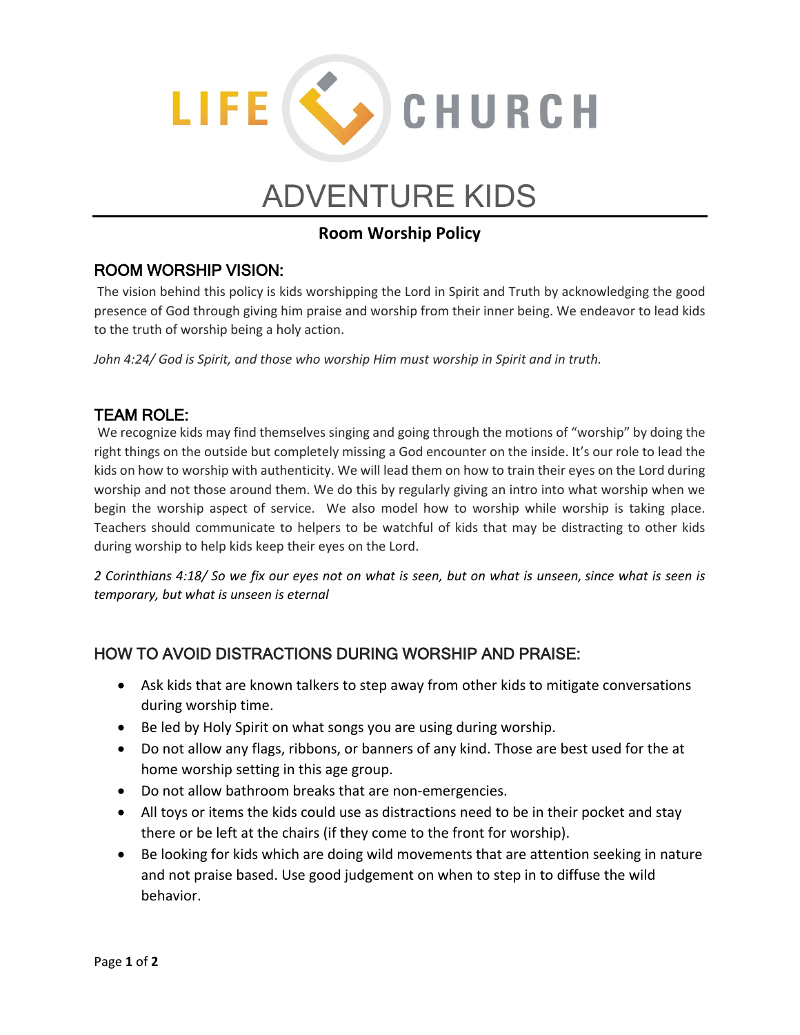LIFE CHURCH

# ADVENTURE KIDS

**Room Worship Policy**

## ROOM WORSHIP VISION:

The vision behind this policy is kids worshipping the Lord in Spirit and Truth by acknowledging the good presence of God through giving him praise and worship from their inner being. We endeavor to lead kids to the truth of worship being a holy action.

*John 4:24/ God is Spirit, and those who worship Him must worship in Spirit and in truth.*

## TEAM ROLE:

We recognize kids may find themselves singing and going through the motions of "worship" by doing the right things on the outside but completely missing a God encounter on the inside. It's our role to lead the kids on how to worship with authenticity. We will lead them on how to train their eyes on the Lord during worship and not those around them. We do this by regularly giving an intro into what worship when we begin the worship aspect of service. We also model how to worship while worship is taking place. Teachers should communicate to helpers to be watchful of kids that may be distracting to other kids during worship to help kids keep their eyes on the Lord.

*2 Corinthians 4:18/ So we fix our eyes not on what is seen, but on what is unseen, since what is seen is temporary, but what is unseen is eternal*

## HOW TO AVOID DISTRACTIONS DURING WORSHIP AND PRAISE:

- Ask kids that are known talkers to step away from other kids to mitigate conversations during worship time.
- Be led by Holy Spirit on what songs you are using during worship.
- Do not allow any flags, ribbons, or banners of any kind. Those are best used for the at home worship setting in this age group.
- Do not allow bathroom breaks that are non-emergencies.
- All toys or items the kids could use as distractions need to be in their pocket and stay there or be left at the chairs (if they come to the front for worship).
- Be looking for kids which are doing wild movements that are attention seeking in nature and not praise based. Use good judgement on when to step in to diffuse the wild behavior.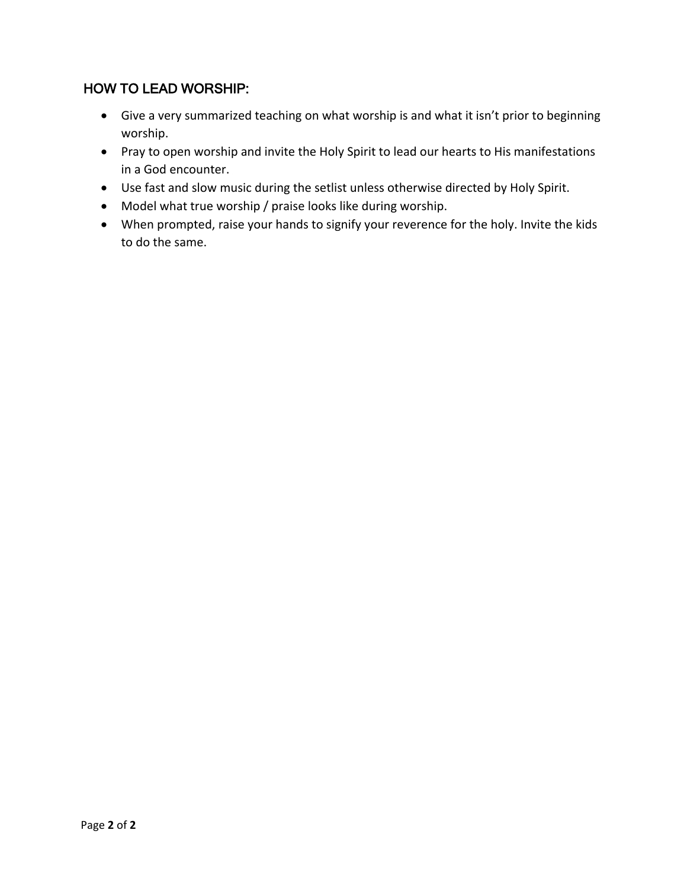## HOW TO LEAD WORSHIP:

- Give a very summarized teaching on what worship is and what it isn't prior to beginning worship.
- Pray to open worship and invite the Holy Spirit to lead our hearts to His manifestations in a God encounter.
- Use fast and slow music during the setlist unless otherwise directed by Holy Spirit.
- Model what true worship / praise looks like during worship.
- When prompted, raise your hands to signify your reverence for the holy. Invite the kids to do the same.